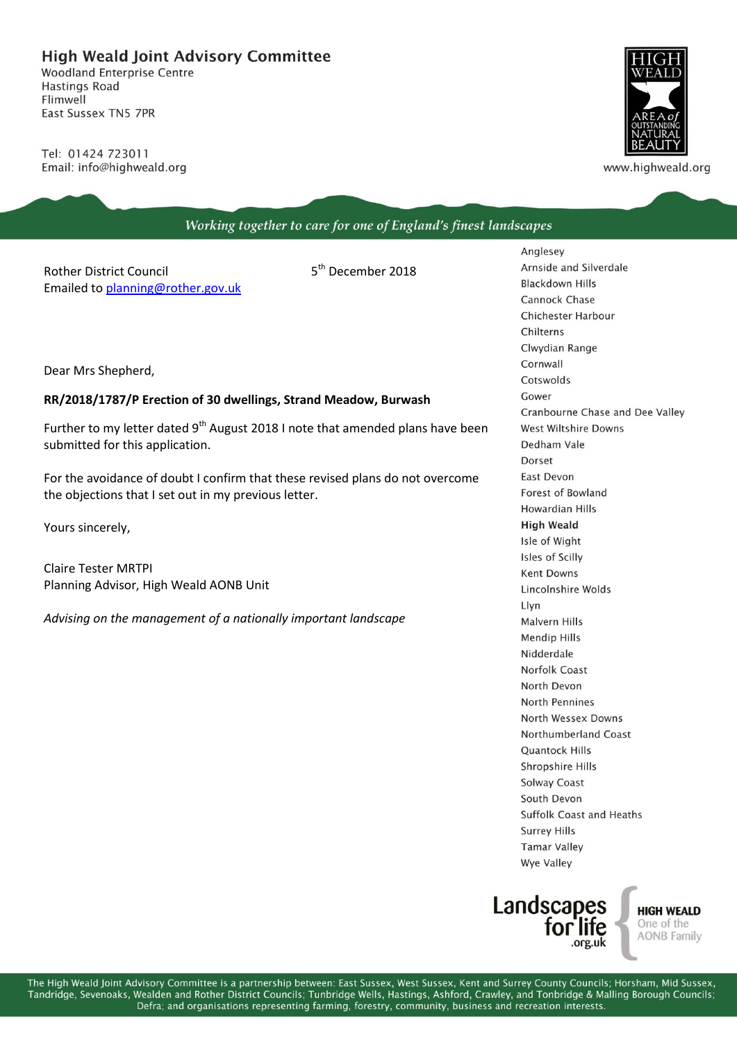## High Weald Joint Advisory Committee

Woodland Enterprise Centre
Hastings Road
Flimwell
East Sussex TN5 7PR

Tel: 01424 723011
Email: info@highweald.org

HIGH WEALD AREA of OUTSTANDING NATURAL BEAUTY

www.highweald.org

*Working together to care for one of England's finest landscapes*

Rother District Council
Emailed to planning@rother.gov.uk

5th December 2018

Dear Mrs Shepherd,

**RR/2018/1787/P Erection of 30 dwellings, Strand Meadow, Burwash**

Further to my letter dated 9th August 2018 I note that amended plans have been submitted for this application.

For the avoidance of doubt I confirm that these revised plans do not overcome the objections that I set out in my previous letter.

Yours sincerely,

Claire Tester MRTPI
Planning Advisor, High Weald AONB Unit

*Advising on the management of a nationally important landscape*

Anglesey
Arnside and Silverdale
Blackdown Hills
Cannock Chase
Chichester Harbour
Chilterns
Clwydian Range
Cornwall
Cotswolds
Gower
Cranbourne Chase and Dee Valley
West Wiltshire Downs
Dedham Vale
Dorset
East Devon
Forest of Bowland
Howardian Hills
**High Weald**
Isle of Wight
Isles of Scilly
Kent Downs
Lincolnshire Wolds
Llyn
Malvern Hills
Mendip Hills
Nidderdale
Norfolk Coast
North Devon
North Pennines
North Wessex Downs
Northumberland Coast
Quantock Hills
Shropshire Hills
Solway Coast
South Devon
Suffolk Coast and Heaths
Surrey Hills
Tamar Valley
Wye Valley

Landscapes for life .org.uk — HIGH WEALD One of the AONB Family

The High Weald Joint Advisory Committee is a partnership between: East Sussex, West Sussex, Kent and Surrey County Councils; Horsham, Mid Sussex, Tandridge, Sevenoaks, Wealden and Rother District Councils; Tunbridge Wells, Hastings, Ashford, Crawley, and Tonbridge & Malling Borough Councils; Defra; and organisations representing farming, forestry, community, business and recreation interests.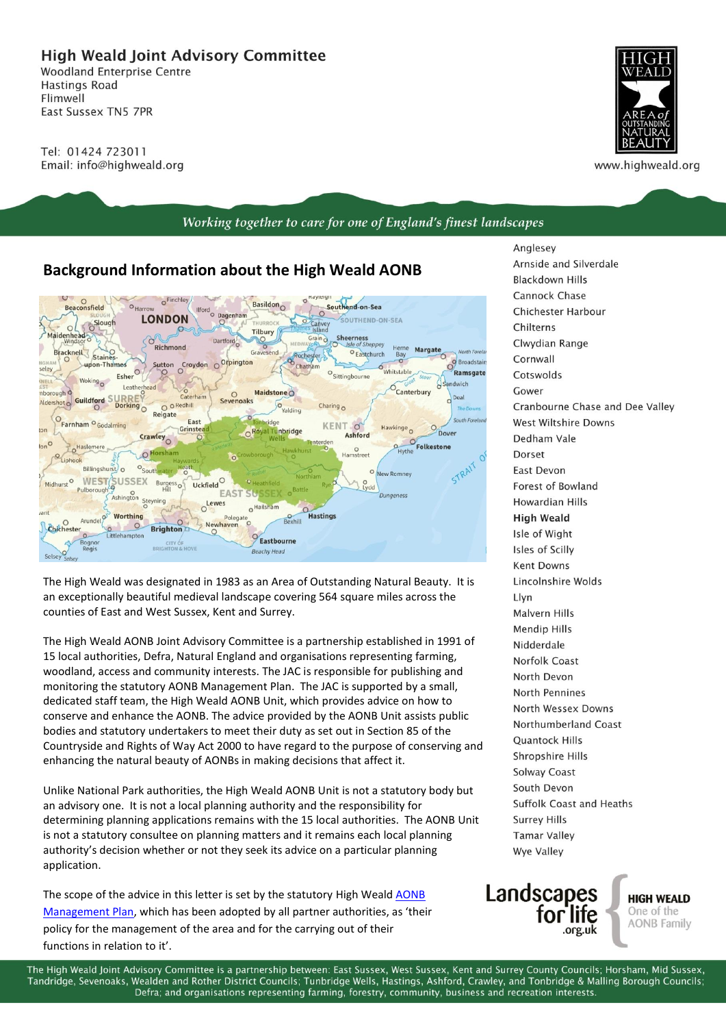# High Weald Joint Advisory Committee

Woodland Enterprise Centre
Hastings Road
Flimwell
East Sussex TN5 7PR

Tel: 01424 723011
Email: info@highweald.org

www.highweald.org

*Working together to care for one of England's finest landscapes*

## Background Information about the High Weald AONB

The High Weald was designated in 1983 as an Area of Outstanding Natural Beauty. It is an exceptionally beautiful medieval landscape covering 564 square miles across the counties of East and West Sussex, Kent and Surrey.

The High Weald AONB Joint Advisory Committee is a partnership established in 1991 of 15 local authorities, Defra, Natural England and organisations representing farming, woodland, access and community interests. The JAC is responsible for publishing and monitoring the statutory AONB Management Plan. The JAC is supported by a small, dedicated staff team, the High Weald AONB Unit, which provides advice on how to conserve and enhance the AONB. The advice provided by the AONB Unit assists public bodies and statutory undertakers to meet their duty as set out in Section 85 of the Countryside and Rights of Way Act 2000 to have regard to the purpose of conserving and enhancing the natural beauty of AONBs in making decisions that affect it.

Unlike National Park authorities, the High Weald AONB Unit is not a statutory body but an advisory one. It is not a local planning authority and the responsibility for determining planning applications remains with the 15 local authorities. The AONB Unit is not a statutory consultee on planning matters and it remains each local planning authority's decision whether or not they seek its advice on a particular planning application.

The scope of the advice in this letter is set by the statutory High Weald [AONB Management Plan], which has been adopted by all partner authorities, as 'their policy for the management of the area and for the carrying out of their functions in relation to it'.

Anglesey
Arnside and Silverdale
Blackdown Hills
Cannock Chase
Chichester Harbour
Chilterns
Clwydian Range
Cornwall
Cotswolds
Gower
Cranbourne Chase and Dee Valley
West Wiltshire Downs
Dedham Vale
Dorset
East Devon
Forest of Bowland
Howardian Hills
**High Weald**
Isle of Wight
Isles of Scilly
Kent Downs
Lincolnshire Wolds
Llyn
Malvern Hills
Mendip Hills
Nidderdale
Norfolk Coast
North Devon
North Pennines
North Wessex Downs
Northumberland Coast
Quantock Hills
Shropshire Hills
Solway Coast
South Devon
Suffolk Coast and Heaths
Surrey Hills
Tamar Valley
Wye Valley

Landscapes for life .org.uk — HIGH WEALD One of the AONB Family

The High Weald Joint Advisory Committee is a partnership between: East Sussex, West Sussex, Kent and Surrey County Councils; Horsham, Mid Sussex, Tandridge, Sevenoaks, Wealden and Rother District Councils; Tunbridge Wells, Hastings, Ashford, Crawley, and Tonbridge & Malling Borough Councils; Defra; and organisations representing farming, forestry, community, business and recreation interests.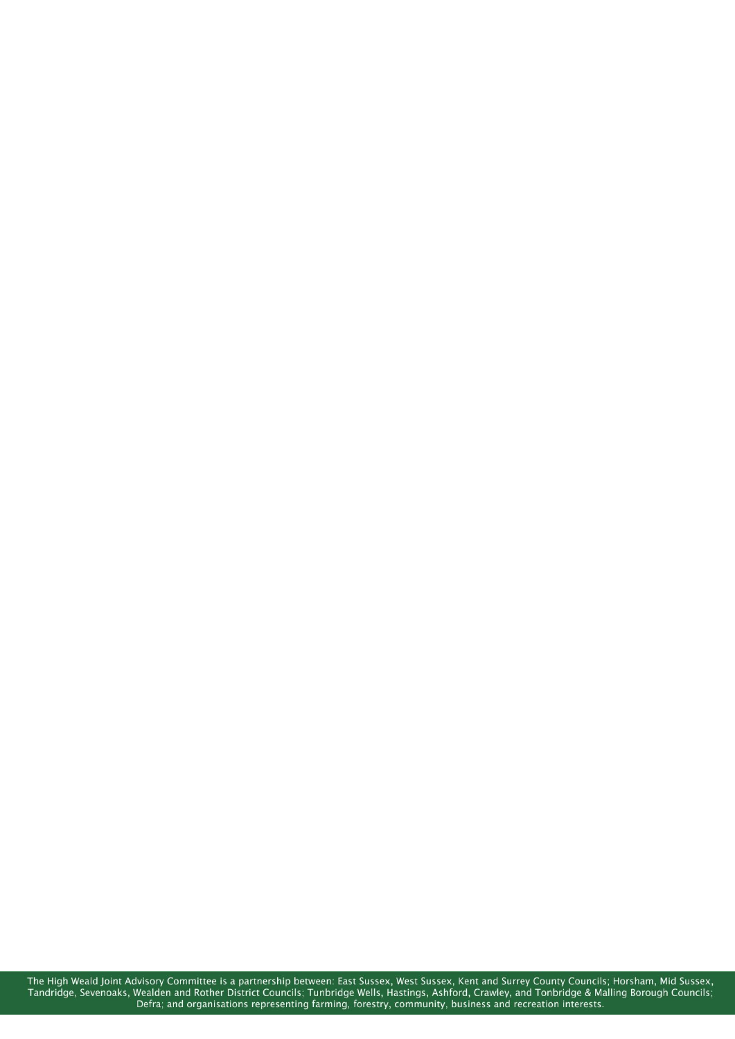The High Weald Joint Advisory Committee is a partnership between: East Sussex, West Sussex, Kent and Surrey County Councils; Horsham, Mid Sussex, Tandridge, Sevenoaks, Wealden and Rother District Councils; Tunbridge Wells, Hastings, Ashford, Crawley, and Tonbridge & Malling Borough Councils; Defra; and organisations representing farming, forestry, community, business and recreation interests.